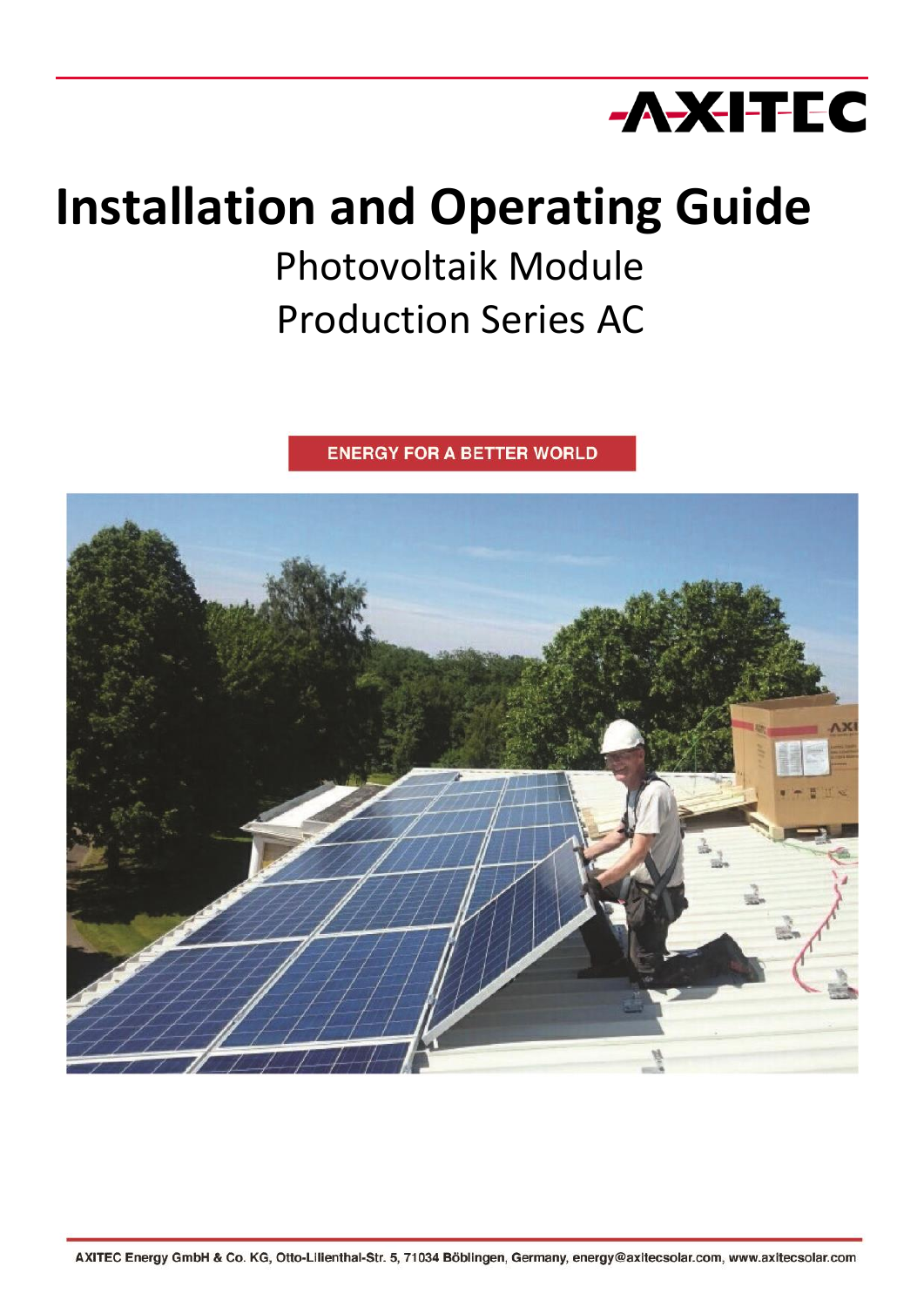AXITEC

# Installation and Operating Guide

Photovoltaik Module

Production Series AC

ENERGY FOR A BETTER WORLD

AXITEC Energy GmbH & Co. KG, Otto-Lilienthal-Str. 5, 71034 Böblingen, Germany, energy@axitecsolar.com, www.axitecsolar.com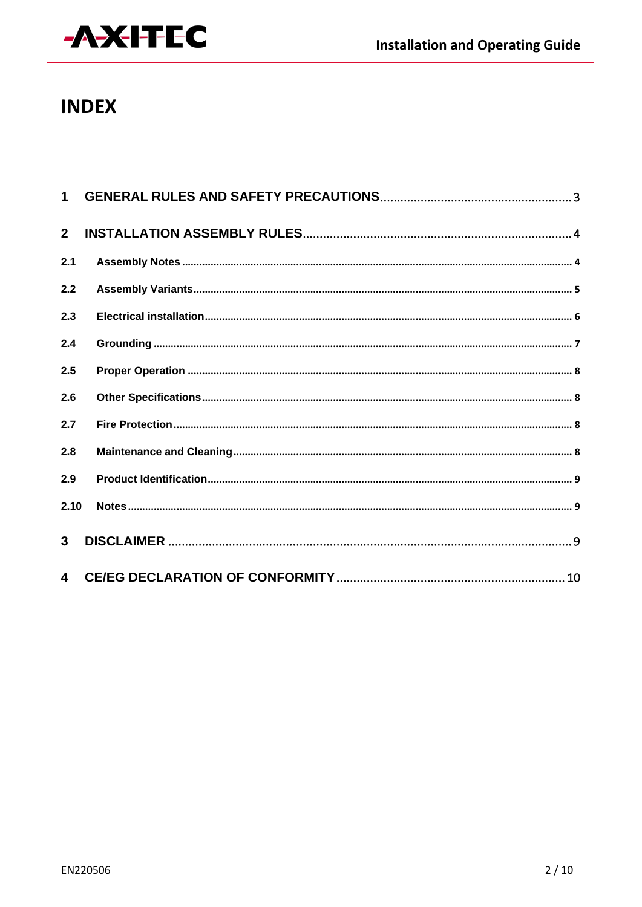# INDEX

| | | |
|---|---|---|
| **1** | **GENERAL RULES AND SAFETY PRECAUTIONS** | 3 |
| **2** | **INSTALLATION ASSEMBLY RULES** | 4 |
| **2.1** | **Assembly Notes** | **4** |
| **2.2** | **Assembly Variants** | **5** |
| **2.3** | **Electrical installation** | **6** |
| **2.4** | **Grounding** | **7** |
| **2.5** | **Proper Operation** | **8** |
| **2.6** | **Other Specifications** | **8** |
| **2.7** | **Fire Protection** | **8** |
| **2.8** | **Maintenance and Cleaning** | **8** |
| **2.9** | **Product Identification** | **9** |
| **2.10** | **Notes** | **9** |
| **3** | **DISCLAIMER** | 9 |
| **4** | **CE/EG DECLARATION OF CONFORMITY** | 10 |

EN220506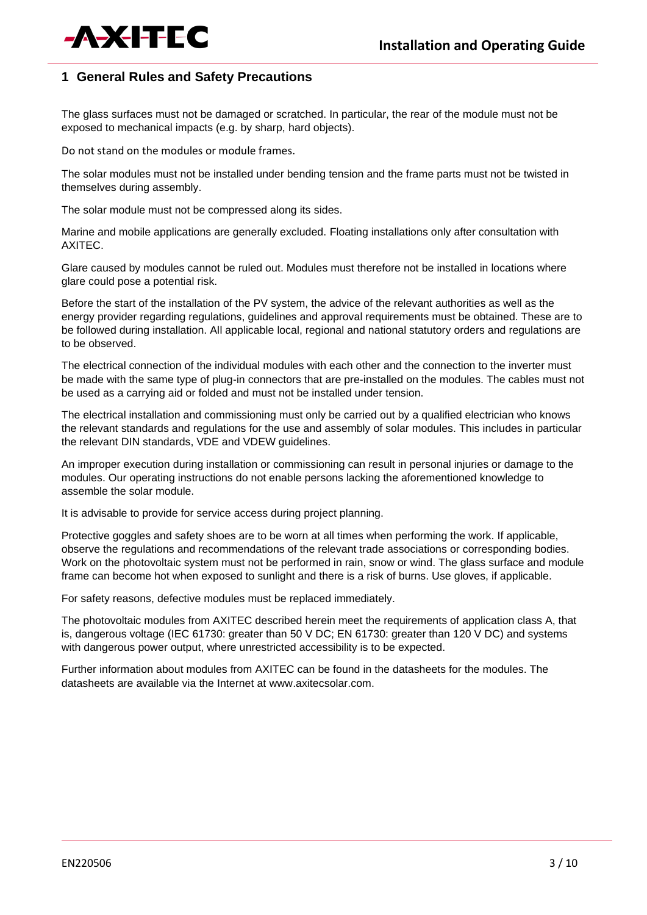## 1 General Rules and Safety Precautions

The glass surfaces must not be damaged or scratched. In particular, the rear of the module must not be exposed to mechanical impacts (e.g. by sharp, hard objects).

Do not stand on the modules or module frames.

The solar modules must not be installed under bending tension and the frame parts must not be twisted in themselves during assembly.

The solar module must not be compressed along its sides.

Marine and mobile applications are generally excluded. Floating installations only after consultation with AXITEC.

Glare caused by modules cannot be ruled out. Modules must therefore not be installed in locations where glare could pose a potential risk.

Before the start of the installation of the PV system, the advice of the relevant authorities as well as the energy provider regarding regulations, guidelines and approval requirements must be obtained. These are to be followed during installation. All applicable local, regional and national statutory orders and regulations are to be observed.

The electrical connection of the individual modules with each other and the connection to the inverter must be made with the same type of plug-in connectors that are pre-installed on the modules. The cables must not be used as a carrying aid or folded and must not be installed under tension.

The electrical installation and commissioning must only be carried out by a qualified electrician who knows the relevant standards and regulations for the use and assembly of solar modules. This includes in particular the relevant DIN standards, VDE and VDEW guidelines.

An improper execution during installation or commissioning can result in personal injuries or damage to the modules. Our operating instructions do not enable persons lacking the aforementioned knowledge to assemble the solar module.

It is advisable to provide for service access during project planning.

Protective goggles and safety shoes are to be worn at all times when performing the work. If applicable, observe the regulations and recommendations of the relevant trade associations or corresponding bodies. Work on the photovoltaic system must not be performed in rain, snow or wind. The glass surface and module frame can become hot when exposed to sunlight and there is a risk of burns. Use gloves, if applicable.

For safety reasons, defective modules must be replaced immediately.

The photovoltaic modules from AXITEC described herein meet the requirements of application class A, that is, dangerous voltage (IEC 61730: greater than 50 V DC; EN 61730: greater than 120 V DC) and systems with dangerous power output, where unrestricted accessibility is to be expected.

Further information about modules from AXITEC can be found in the datasheets for the modules. The datasheets are available via the Internet at www.axitecsolar.com.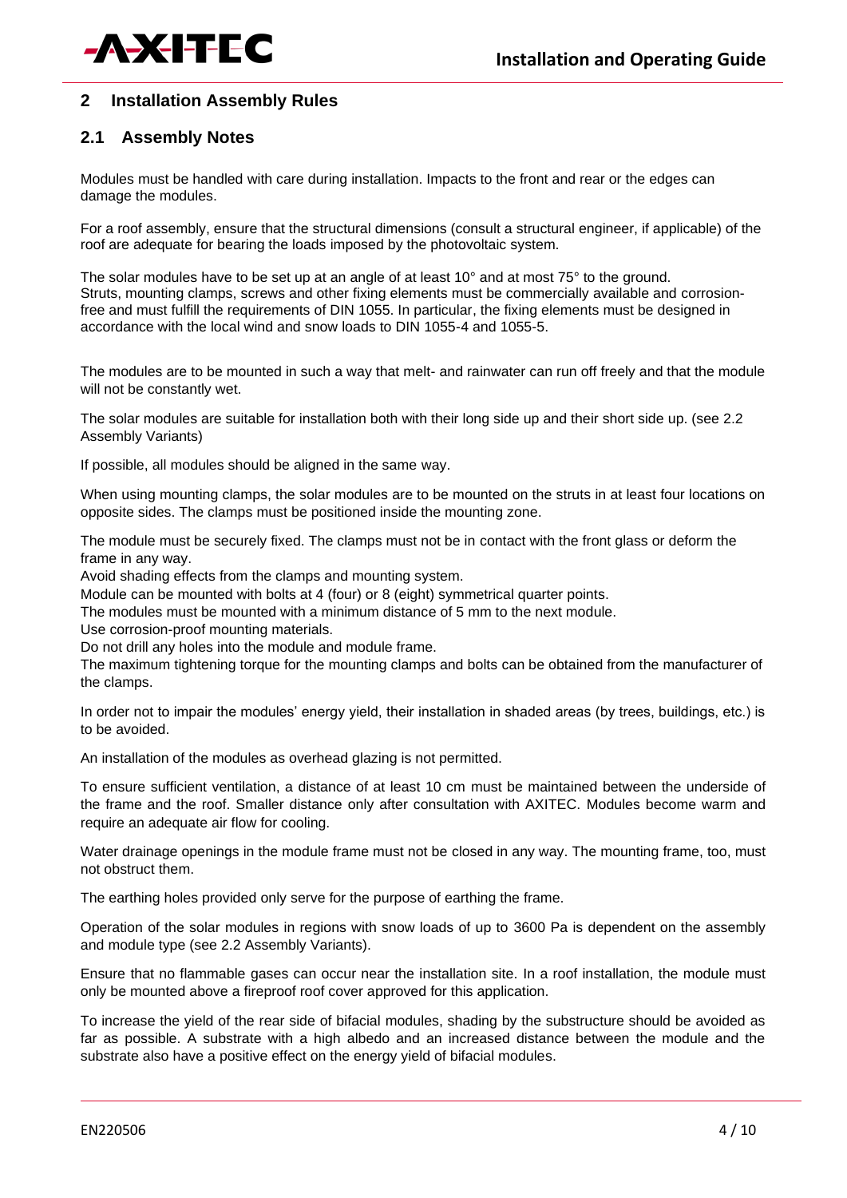## 2 Installation Assembly Rules

### 2.1 Assembly Notes

Modules must be handled with care during installation. Impacts to the front and rear or the edges can damage the modules.

For a roof assembly, ensure that the structural dimensions (consult a structural engineer, if applicable) of the roof are adequate for bearing the loads imposed by the photovoltaic system.

The solar modules have to be set up at an angle of at least 10° and at most 75° to the ground.
Struts, mounting clamps, screws and other fixing elements must be commercially available and corrosion-free and must fulfill the requirements of DIN 1055. In particular, the fixing elements must be designed in accordance with the local wind and snow loads to DIN 1055-4 and 1055-5.

The modules are to be mounted in such a way that melt- and rainwater can run off freely and that the module will not be constantly wet.

The solar modules are suitable for installation both with their long side up and their short side up. (see 2.2 Assembly Variants)

If possible, all modules should be aligned in the same way.

When using mounting clamps, the solar modules are to be mounted on the struts in at least four locations on opposite sides. The clamps must be positioned inside the mounting zone.

The module must be securely fixed. The clamps must not be in contact with the front glass or deform the frame in any way.
Avoid shading effects from the clamps and mounting system.
Module can be mounted with bolts at 4 (four) or 8 (eight) symmetrical quarter points.
The modules must be mounted with a minimum distance of 5 mm to the next module.
Use corrosion-proof mounting materials.
Do not drill any holes into the module and module frame.
The maximum tightening torque for the mounting clamps and bolts can be obtained from the manufacturer of the clamps.

In order not to impair the modules' energy yield, their installation in shaded areas (by trees, buildings, etc.) is to be avoided.

An installation of the modules as overhead glazing is not permitted.

To ensure sufficient ventilation, a distance of at least 10 cm must be maintained between the underside of the frame and the roof. Smaller distance only after consultation with AXITEC. Modules become warm and require an adequate air flow for cooling.

Water drainage openings in the module frame must not be closed in any way. The mounting frame, too, must not obstruct them.

The earthing holes provided only serve for the purpose of earthing the frame.

Operation of the solar modules in regions with snow loads of up to 3600 Pa is dependent on the assembly and module type (see 2.2 Assembly Variants).

Ensure that no flammable gases can occur near the installation site. In a roof installation, the module must only be mounted above a fireproof roof cover approved for this application.

To increase the yield of the rear side of bifacial modules, shading by the substructure should be avoided as far as possible. A substrate with a high albedo and an increased distance between the module and the substrate also have a positive effect on the energy yield of bifacial modules.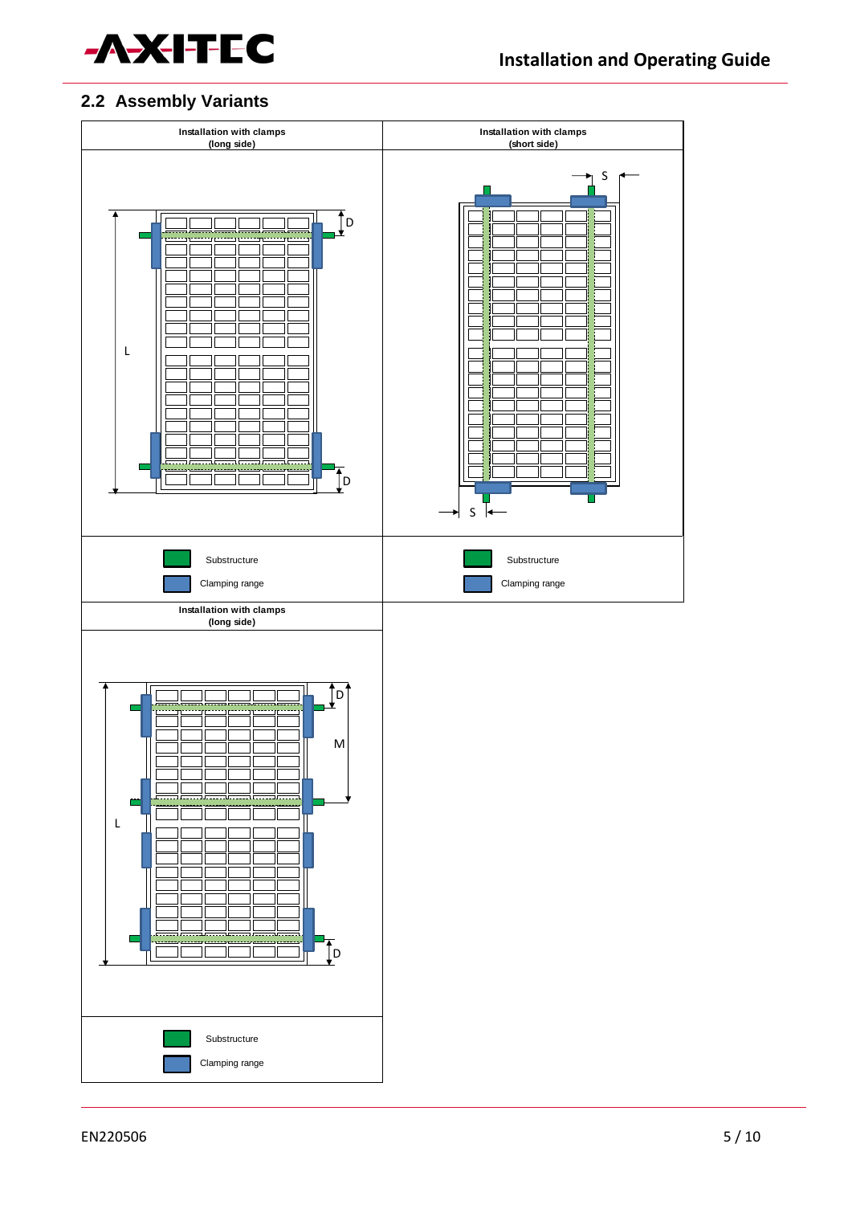## 2.2 Assembly Variants

| Installation with clamps (long side) | Installation with clamps (short side) |
|---|---|
| D, L, D | S, S |
| Substructure<br>Clamping range | Substructure<br>Clamping range |
| **Installation with clamps (long side)** | |
| D, M, L, D | |
| Substructure<br>Clamping range | |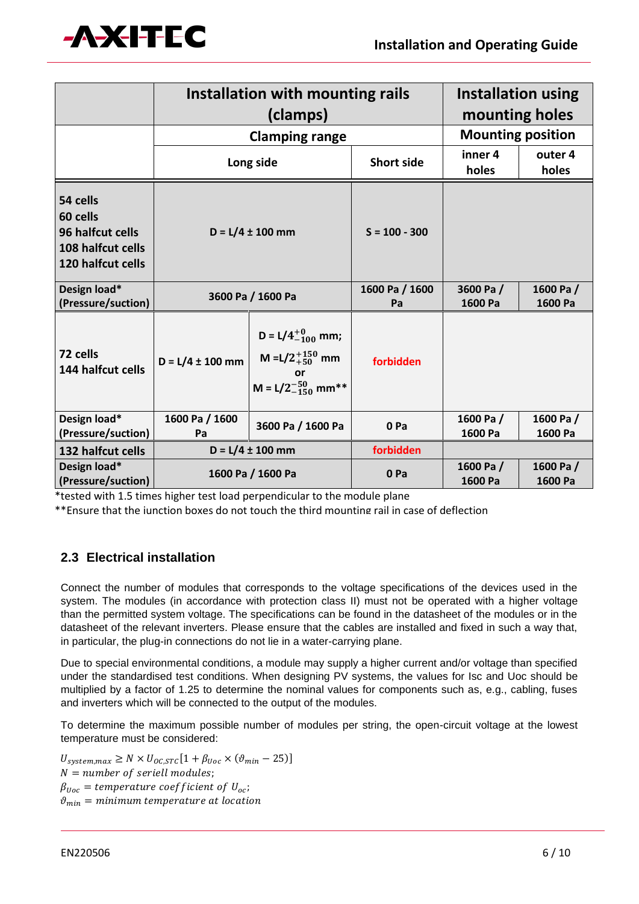| | Installation with mounting rails (clamps) | | | Installation using mounting holes | |
|---|---|---|---|---|---|
| | Clamping range | | | Mounting position | |
| | Long side | | Short side | inner 4 holes | outer 4 holes |
| **54 cells**<br>**60 cells**<br>**96 halfcut cells**<br>**108 halfcut cells**<br>**120 halfcut cells** | D = L/4 ± 100 mm | | S = 100 - 300 | | |
| **Design load\***<br>**(Pressure/suction)** | 3600 Pa / 1600 Pa | | 1600 Pa / 1600 Pa | 3600 Pa / 1600 Pa | 1600 Pa / 1600 Pa |
| **72 cells**<br>**144 halfcut cells** | D = L/4 ± 100 mm | D = $L/4^{+0}_{-100}$ mm; M = $L/2^{+150}_{+50}$ mm or M = $L/2^{-50}_{-150}$ mm** | forbidden | | |
| **Design load\***<br>**(Pressure/suction)** | 1600 Pa / 1600 Pa | 3600 Pa / 1600 Pa | 0 Pa | 1600 Pa / 1600 Pa | 1600 Pa / 1600 Pa |
| **132 halfcut cells** | D = L/4 ± 100 mm | | forbidden | | |
| **Design load\***<br>**(Pressure/suction)** | 1600 Pa / 1600 Pa | | 0 Pa | 1600 Pa / 1600 Pa | 1600 Pa / 1600 Pa |

*tested with 1.5 times higher test load perpendicular to the module plane

**Ensure that the junction boxes do not touch the third mounting rail in case of deflection

## 2.3 Electrical installation

Connect the number of modules that corresponds to the voltage specifications of the devices used in the system. The modules (in accordance with protection class II) must not be operated with a higher voltage than the permitted system voltage. The specifications can be found in the datasheet of the modules or in the datasheet of the relevant inverters. Please ensure that the cables are installed and fixed in such a way that, in particular, the plug-in connections do not lie in a water-carrying plane.

Due to special environmental conditions, a module may supply a higher current and/or voltage than specified under the standardised test conditions. When designing PV systems, the values for Isc and Uoc should be multiplied by a factor of 1.25 to determine the nominal values for components such as, e.g., cabling, fuses and inverters which will be connected to the output of the modules.

To determine the maximum possible number of modules per string, the open-circuit voltage at the lowest temperature must be considered:

$$U_{system,max} \geq N \times U_{OC,STC}[1 + \beta_{Uoc} \times (\vartheta_{min} - 25)]$$

$N = number\ of\ seriell\ modules;$
$\beta_{Uoc} = temperature\ coefficient\ of\ U_{oc};$
$\vartheta_{min} = minimum\ temperature\ at\ location$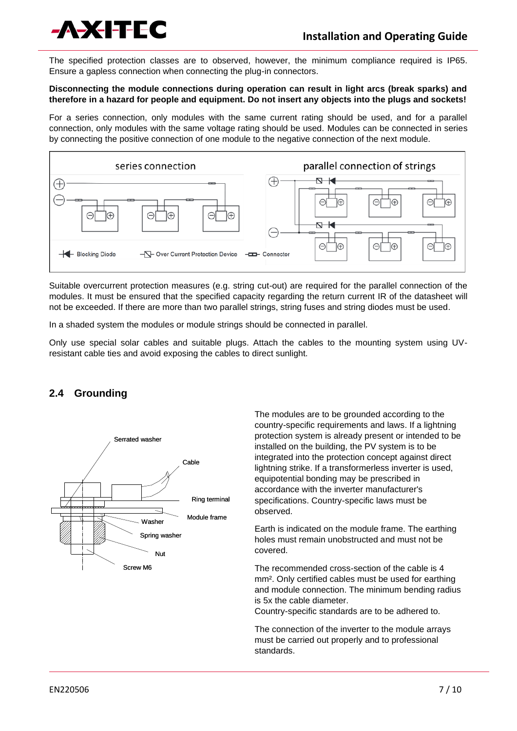The specified protection classes are to observed, however, the minimum compliance required is IP65. Ensure a gapless connection when connecting the plug-in connectors.

**Disconnecting the module connections during operation can result in light arcs (break sparks) and therefore in a hazard for people and equipment. Do not insert any objects into the plugs and sockets!**

For a series connection, only modules with the same current rating should be used, and for a parallel connection, only modules with the same voltage rating should be used. Modules can be connected in series by connecting the positive connection of one module to the negative connection of the next module.

Suitable overcurrent protection measures (e.g. string cut-out) are required for the parallel connection of the modules. It must be ensured that the specified capacity regarding the return current IR of the datasheet will not be exceeded. If there are more than two parallel strings, string fuses and string diodes must be used.

In a shaded system the modules or module strings should be connected in parallel.

Only use special solar cables and suitable plugs. Attach the cables to the mounting system using UV-resistant cable ties and avoid exposing the cables to direct sunlight.

## 2.4 Grounding

The modules are to be grounded according to the country-specific requirements and laws. If a lightning protection system is already present or intended to be installed on the building, the PV system is to be integrated into the protection concept against direct lightning strike. If a transformerless inverter is used, equipotential bonding may be prescribed in accordance with the inverter manufacturer's specifications. Country-specific laws must be observed.

Earth is indicated on the module frame. The earthing holes must remain unobstructed and must not be covered.

The recommended cross-section of the cable is 4 mm². Only certified cables must be used for earthing and module connection. The minimum bending radius is 5x the cable diameter.
Country-specific standards are to be adhered to.

The connection of the inverter to the module arrays must be carried out properly and to professional standards.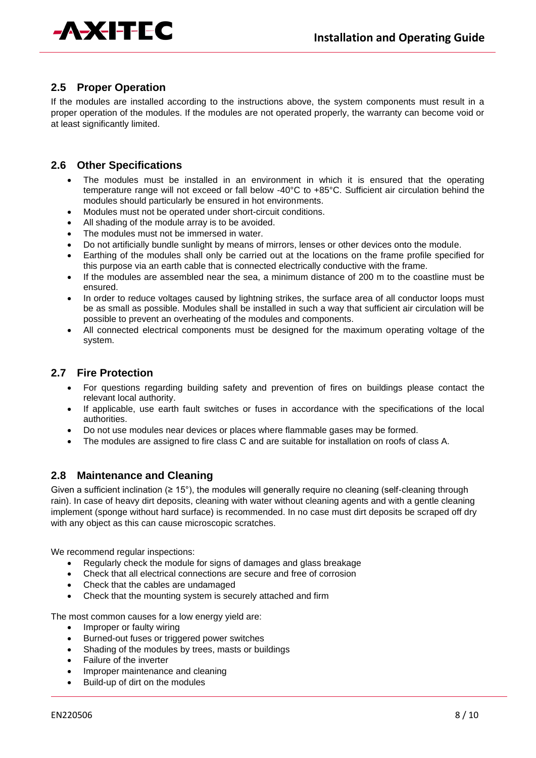## 2.5 Proper Operation

If the modules are installed according to the instructions above, the system components must result in a proper operation of the modules. If the modules are not operated properly, the warranty can become void or at least significantly limited.

## 2.6 Other Specifications

- The modules must be installed in an environment in which it is ensured that the operating temperature range will not exceed or fall below -40°C to +85°C. Sufficient air circulation behind the modules should particularly be ensured in hot environments.
- Modules must not be operated under short-circuit conditions.
- All shading of the module array is to be avoided.
- The modules must not be immersed in water.
- Do not artificially bundle sunlight by means of mirrors, lenses or other devices onto the module.
- Earthing of the modules shall only be carried out at the locations on the frame profile specified for this purpose via an earth cable that is connected electrically conductive with the frame.
- If the modules are assembled near the sea, a minimum distance of 200 m to the coastline must be ensured.
- In order to reduce voltages caused by lightning strikes, the surface area of all conductor loops must be as small as possible. Modules shall be installed in such a way that sufficient air circulation will be possible to prevent an overheating of the modules and components.
- All connected electrical components must be designed for the maximum operating voltage of the system.

## 2.7 Fire Protection

- For questions regarding building safety and prevention of fires on buildings please contact the relevant local authority.
- If applicable, use earth fault switches or fuses in accordance with the specifications of the local authorities.
- Do not use modules near devices or places where flammable gases may be formed.
- The modules are assigned to fire class C and are suitable for installation on roofs of class A.

## 2.8 Maintenance and Cleaning

Given a sufficient inclination (≥ 15°), the modules will generally require no cleaning (self-cleaning through rain). In case of heavy dirt deposits, cleaning with water without cleaning agents and with a gentle cleaning implement (sponge without hard surface) is recommended. In no case must dirt deposits be scraped off dry with any object as this can cause microscopic scratches.

We recommend regular inspections:

- Regularly check the module for signs of damages and glass breakage
- Check that all electrical connections are secure and free of corrosion
- Check that the cables are undamaged
- Check that the mounting system is securely attached and firm

The most common causes for a low energy yield are:

- Improper or faulty wiring
- Burned-out fuses or triggered power switches
- Shading of the modules by trees, masts or buildings
- Failure of the inverter
- Improper maintenance and cleaning
- Build-up of dirt on the modules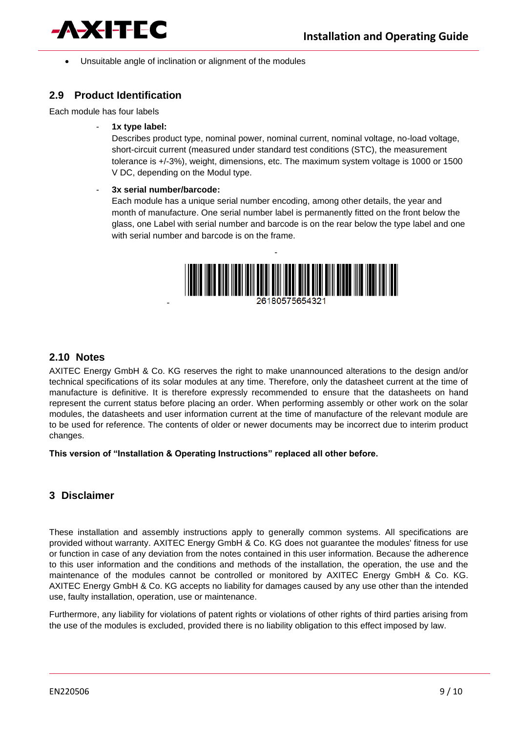- Unsuitable angle of inclination or alignment of the modules

## 2.9 Product Identification

Each module has four labels

- **1x type label:**
  Describes product type, nominal power, nominal current, nominal voltage, no-load voltage, short-circuit current (measured under standard test conditions (STC), the measurement tolerance is +/-3%), weight, dimensions, etc. The maximum system voltage is 1000 or 1500 V DC, depending on the Modul type.

- **3x serial number/barcode:**
  Each module has a unique serial number encoding, among other details, the year and month of manufacture. One serial number label is permanently fitted on the front below the glass, one Label with serial number and barcode is on the rear below the type label and one with serial number and barcode is on the frame.

26180575654321

## 2.10 Notes

AXITEC Energy GmbH & Co. KG reserves the right to make unannounced alterations to the design and/or technical specifications of its solar modules at any time. Therefore, only the datasheet current at the time of manufacture is definitive. It is therefore expressly recommended to ensure that the datasheets on hand represent the current status before placing an order. When performing assembly or other work on the solar modules, the datasheets and user information current at the time of manufacture of the relevant module are to be used for reference. The contents of older or newer documents may be incorrect due to interim product changes.

**This version of "Installation & Operating Instructions" replaced all other before.**

# 3 Disclaimer

These installation and assembly instructions apply to generally common systems. All specifications are provided without warranty. AXITEC Energy GmbH & Co. KG does not guarantee the modules' fitness for use or function in case of any deviation from the notes contained in this user information. Because the adherence to this user information and the conditions and methods of the installation, the operation, the use and the maintenance of the modules cannot be controlled or monitored by AXITEC Energy GmbH & Co. KG. AXITEC Energy GmbH & Co. KG accepts no liability for damages caused by any use other than the intended use, faulty installation, operation, use or maintenance.

Furthermore, any liability for violations of patent rights or violations of other rights of third parties arising from the use of the modules is excluded, provided there is no liability obligation to this effect imposed by law.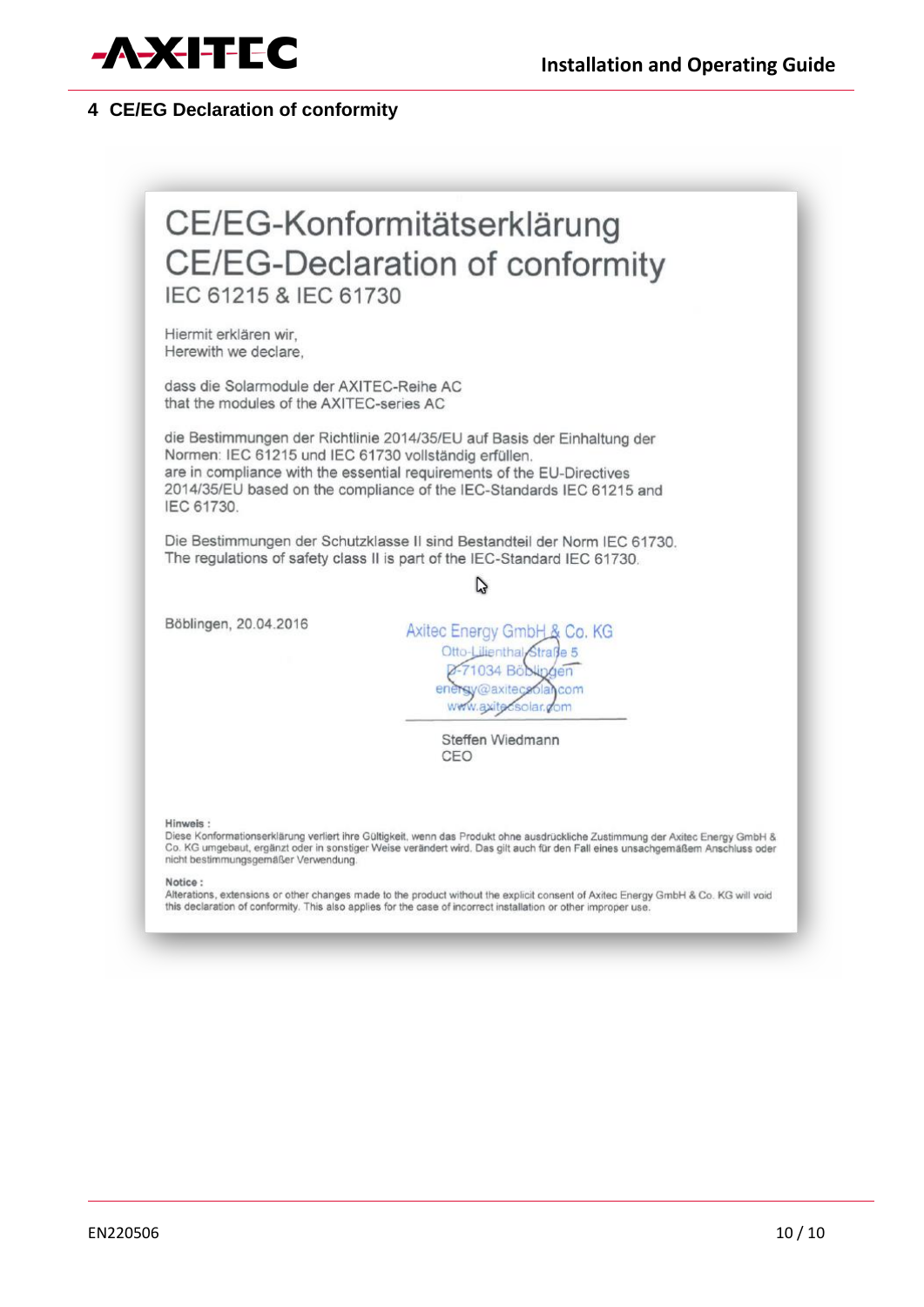## 4 CE/EG Declaration of conformity

# CE/EG-Konformitätserklärung
# CE/EG-Declaration of conformity
### IEC 61215 & IEC 61730

Hiermit erklären wir,
Herewith we declare,

dass die Solarmodule der AXITEC-Reihe AC
that the modules of the AXITEC-series AC

die Bestimmungen der Richtlinie 2014/35/EU auf Basis der Einhaltung der Normen: IEC 61215 und IEC 61730 vollständig erfüllen.
are in compliance with the essential requirements of the EU-Directives 2014/35/EU based on the compliance of the IEC-Standards IEC 61215 and IEC 61730.

Die Bestimmungen der Schutzklasse II sind Bestandteil der Norm IEC 61730.
The regulations of safety class II is part of the IEC-Standard IEC 61730.

Böblingen, 20.04.2016

Axitec Energy GmbH & Co. KG
Otto-Lilienthal-Straße 5
D-71034 Böblingen
energy@axitecsolar.com
www.axitecsolar.com

Steffen Wiedmann
CEO

**Hinweis :**
Diese Konformationserklärung verliert ihre Gültigkeit, wenn das Produkt ohne ausdrückliche Zustimmung der Axitec Energy GmbH & Co. KG umgebaut, ergänzt oder in sonstiger Weise verändert wird. Das gilt auch für den Fall eines unsachgemäßem Anschluss oder nicht bestimmungsgemäßer Verwendung.

**Notice :**
Alterations, extensions or other changes made to the product without the explicit consent of Axitec Energy GmbH & Co. KG will void this declaration of conformity. This also applies for the case of incorrect installation or other improper use.

EN220506